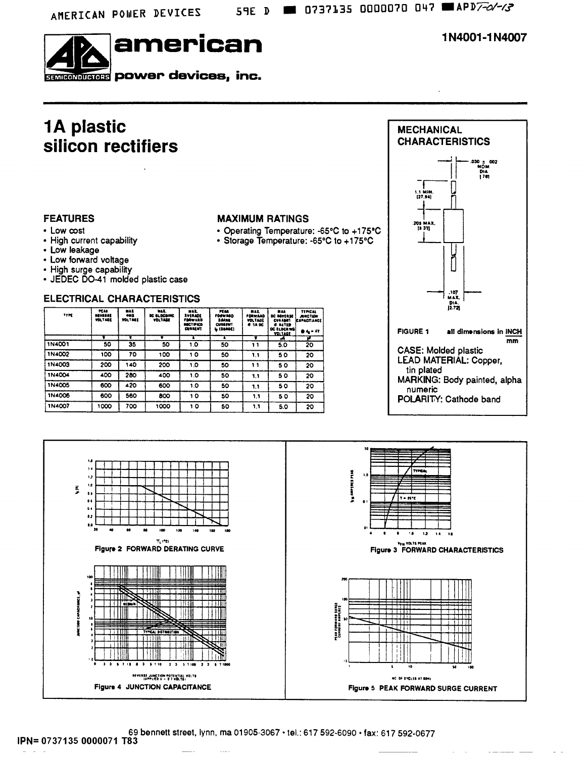# american power devices, inc.

SEMICONDUCTORS

**1N4001-1N4007**

# 1A plastic silicon rectifiers

## FEATURES

- Low cost
- High current capability
- Low leakage
- Low forward voltage
- High surge capability
- JEDEC DO-41 molded plastic case

## MAXIMUM RATINGS

- Operating Temperature: -65°C to +175°C
- Storage Temperature: -65°C to +175°C

## ELECTRICAL CHARACTERISTICS

| TYPE | PEAK REVERSE VOLTAGE | MAX RMS VOLTAGE | MAX. DC BLOCKING VOLTAGE | MAX. AVERAGE FORWARD RECTIFIED CURRENT | PEAK FORWARD SURGE CURRENT $I_F$ (SURGE) | MAX. FORWARD VOLTAGE @ 1A DC | MAX DC REVERSE CURRENT @ RATED DC BLOCKING VOLTAGE | TYPICAL JUNCTION CAPACITANCE @ $V_R$ = 4V |
|---|---|---|---|---|---|---|---|---|
| | V | V | V | A | A | V | µA | pF |
| 1N4001 | 50 | 35 | 50 | 1.0 | 50 | 1.1 | 5.0 | 20 |
| 1N4002 | 100 | 70 | 100 | 1.0 | 50 | 1.1 | 5.0 | 20 |
| 1N4003 | 200 | 140 | 200 | 1.0 | 50 | 1.1 | 5.0 | 20 |
| 1N4004 | 400 | 280 | 400 | 1.0 | 50 | 1.1 | 5.0 | 20 |
| 1N4005 | 600 | 420 | 600 | 1.0 | 50 | 1.1 | 5.0 | 20 |
| 1N4006 | 800 | 560 | 800 | 1.0 | 50 | 1.1 | 5.0 | 20 |
| 1N4007 | 1000 | 700 | 1000 | 1.0 | 50 | 1.1 | 5.0 | 20 |

## MECHANICAL CHARACTERISTICS

.030 ± .002 NOM DIA [.76]

1.1 MIN. [27.94]

.205 MAX. [5.31]

.107 MAX. DIA. [2.72]

FIGURE 1 all dimensions in INCH / mm

CASE: Molded plastic
LEAD MATERIAL: Copper, tin plated
MARKING: Body painted, alpha numeric
POLARITY: Cathode band

Figure 2 FORWARD DERATING CURVE

Figure 3 FORWARD CHARACTERISTICS

Figure 4 JUNCTION CAPACITANCE

Figure 5 PEAK FORWARD SURGE CURRENT

69 bennett street, lynn, ma 01905-3067 • tel.: 617 592-6090 • fax: 617 592-0677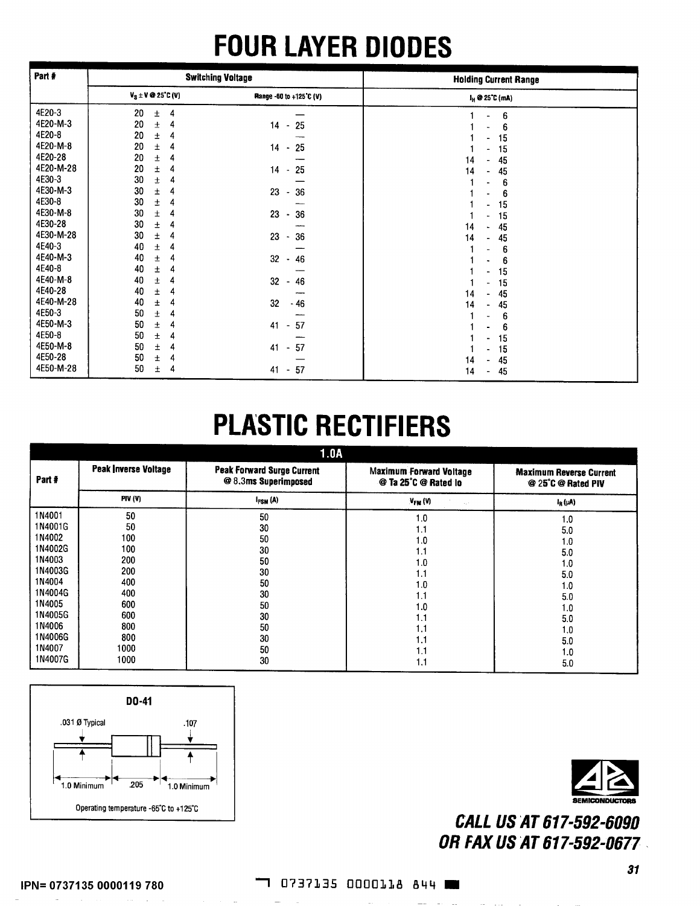# FOUR LAYER DIODES

| Part # | Switching Voltage | | Holding Current Range |
|---|---|---|---|
| | $V_S \pm V$ @ 25°C (V) | Range -60 to +125°C (V) | $I_H$ @ 25°C (mA) |
| 4E20-3 | 20 ± 4 | — | 1 - 6 |
| 4E20-M-3 | 20 ± 4 | 14 - 25 | 1 - 6 |
| 4E20-8 | 20 ± 4 | — | 1 - 15 |
| 4E20-M-8 | 20 ± 4 | 14 - 25 | 1 - 15 |
| 4E20-28 | 20 ± 4 | — | 14 - 45 |
| 4E20-M-28 | 20 ± 4 | 14 - 25 | 14 - 45 |
| 4E30-3 | 30 ± 4 | — | 1 - 6 |
| 4E30-M-3 | 30 ± 4 | 23 - 36 | 1 - 6 |
| 4E30-8 | 30 ± 4 | — | 1 - 15 |
| 4E30-M-8 | 30 ± 4 | 23 - 36 | 1 - 15 |
| 4E30-28 | 30 ± 4 | — | 14 - 45 |
| 4E30-M-28 | 30 ± 4 | 23 - 36 | 14 - 45 |
| 4E40-3 | 40 ± 4 | — | 1 - 6 |
| 4E40-M-3 | 40 ± 4 | 32 - 46 | 1 - 6 |
| 4E40-8 | 40 ± 4 | — | 1 - 15 |
| 4E40-M-8 | 40 ± 4 | 32 - 46 | 1 - 15 |
| 4E40-28 | 40 ± 4 | — | 14 - 45 |
| 4E40-M-28 | 40 ± 4 | 32 - 46 | 14 - 45 |
| 4E50-3 | 50 ± 4 | — | 1 - 6 |
| 4E50-M-3 | 50 ± 4 | 41 - 57 | 1 - 6 |
| 4E50-8 | 50 ± 4 | — | 1 - 15 |
| 4E50-M-8 | 50 ± 4 | 41 - 57 | 1 - 15 |
| 4E50-28 | 50 ± 4 | — | 14 - 45 |
| 4E50-M-28 | 50 ± 4 | 41 - 57 | 14 - 45 |

# PLASTIC RECTIFIERS

**1.0A**

| Part # | Peak Inverse Voltage | Peak Forward Surge Current @ 8.3ms Superimposed | Maximum Forward Voltage @ Ta 25°C @ Rated Io | Maximum Reverse Current @ 25°C @ Rated PIV |
|---|---|---|---|---|
| | PIV (V) | $I_{FSM}$ (A) | $V_{FM}$ (V) | $I_R$ (μA) |
| 1N4001 | 50 | 50 | 1.0 | 1.0 |
| 1N4001G | 50 | 30 | 1.1 | 5.0 |
| 1N4002 | 100 | 50 | 1.0 | 1.0 |
| 1N4002G | 100 | 30 | 1.1 | 5.0 |
| 1N4003 | 200 | 50 | 1.0 | 1.0 |
| 1N4003G | 200 | 30 | 1.1 | 5.0 |
| 1N4004 | 400 | 50 | 1.0 | 1.0 |
| 1N4004G | 400 | 30 | 1.1 | 5.0 |
| 1N4005 | 600 | 50 | 1.0 | 1.0 |
| 1N4005G | 600 | 30 | 1.1 | 5.0 |
| 1N4006 | 800 | 50 | 1.1 | 1.0 |
| 1N4006G | 800 | 30 | 1.1 | 5.0 |
| 1N4007 | 1000 | 50 | 1.1 | 1.0 |
| 1N4007G | 1000 | 30 | 1.1 | 5.0 |

**DO-41**

.031 Ø Typical

.107

1.0 Minimum

.205

1.0 Minimum

Operating temperature -65°C to +125°C

SEMICONDUCTORS

***CALL US AT 617-592-6090***
***OR FAX US AT 617-592-0677***

IPN= 0737135 0000119 780

0737135 0000118 844